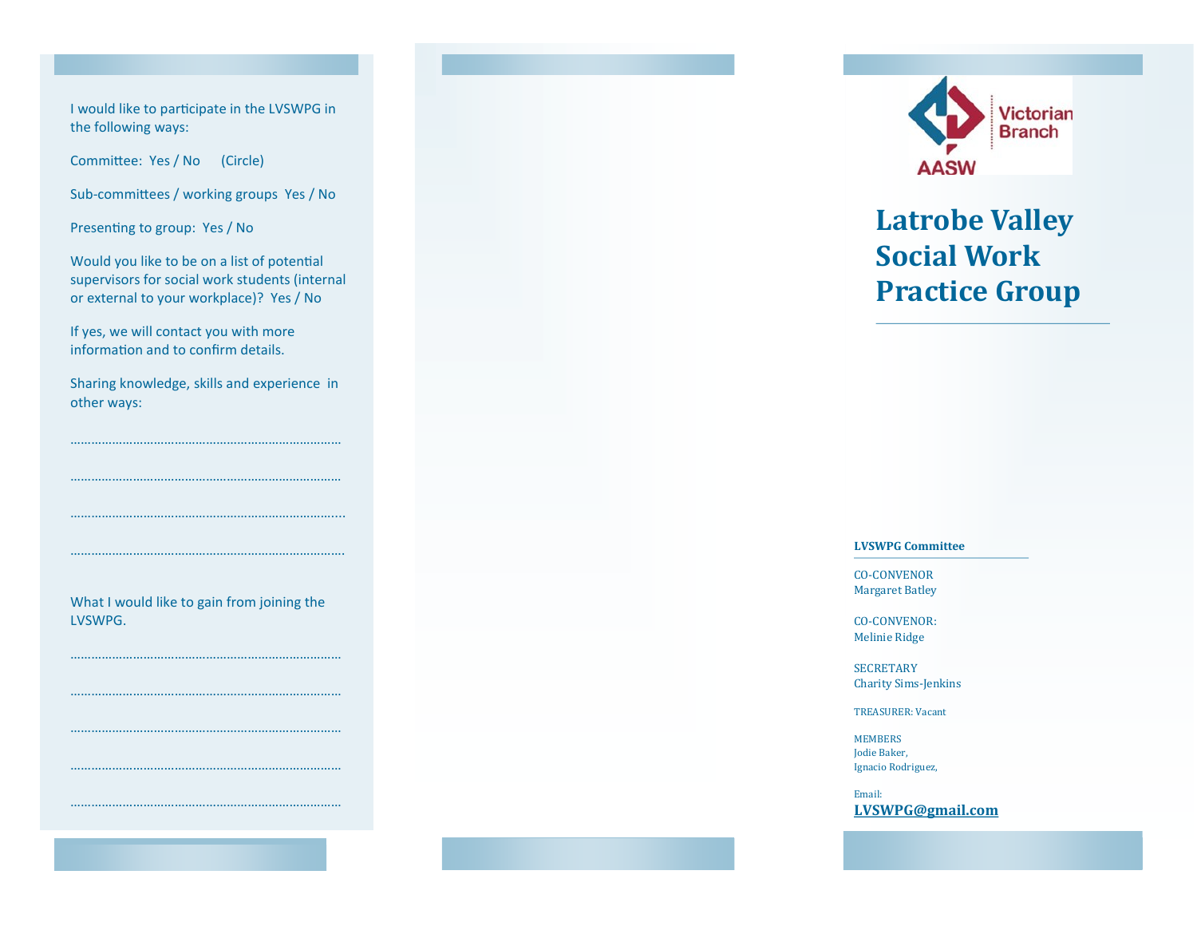I would like to participate in the LVSWPG in the following ways:

Committee: Yes / No (Circle)

Sub-committees / working groups Yes / No

Presenting to group: Yes / No

Would you like to be on a list of potential supervisors for social work students (internal or external to your workplace)? Yes / No

If yes, we will contact you with more information and to confirm details.

Sharing knowledge, skills and experience in other ways:

…………………………………………………………………

…………………………………………………………………

…………………………………………………………………

…………………………………………………………………

What I would like to gain from joining the LVSWPG.

…………………………………………………………………

…………………………………………………………………

…………………………………………………………………

…………………………………………………………………

…………………………………………………………………

AASW Victorian Branch

# Latrobe Valley Social Work Practice Group

**LVSWPG Committee**

CO-CONVENOR
Margaret Batley

CO-CONVENOR:
Melinie Ridge

SECRETARY
Charity Sims-Jenkins

TREASURER: Vacant

MEMBERS
Jodie Baker,
Ignacio Rodriguez,

Email:
**LVSWPG@gmail.com**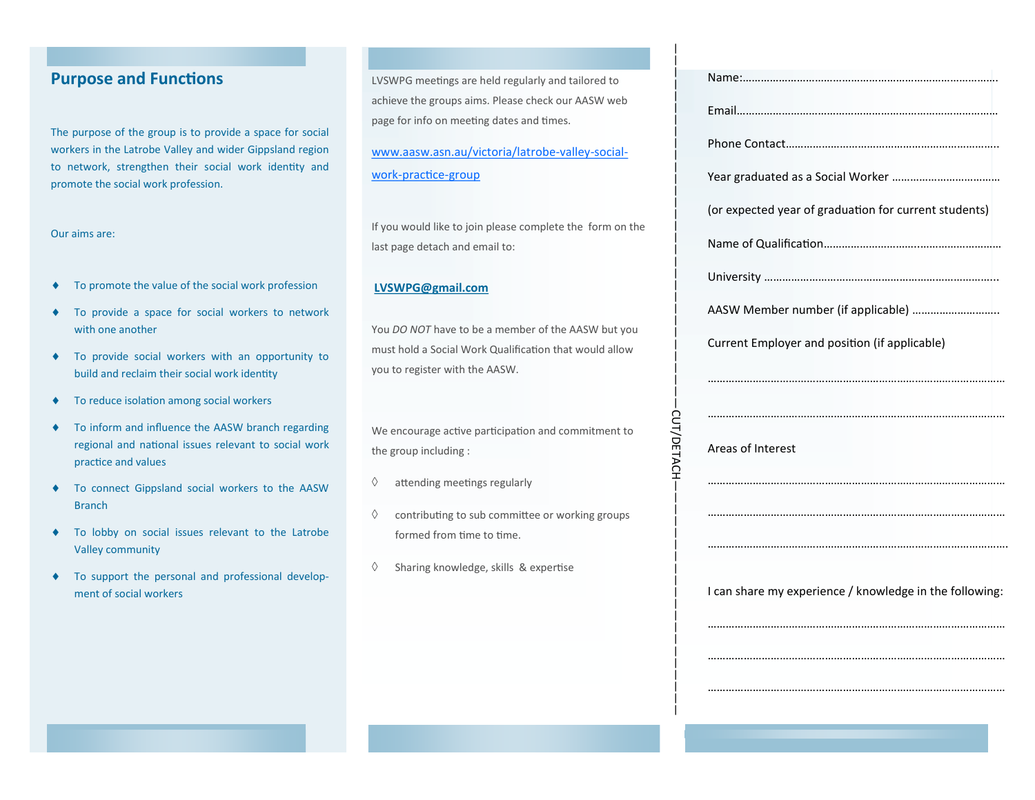## Purpose and Functions

The purpose of the group is to provide a space for social workers in the Latrobe Valley and wider Gippsland region to network, strengthen their social work identity and promote the social work profession.

Our aims are:

- To promote the value of the social work profession
- To provide a space for social workers to network with one another
- To provide social workers with an opportunity to build and reclaim their social work identity
- To reduce isolation among social workers
- To inform and influence the AASW branch regarding regional and national issues relevant to social work practice and values
- To connect Gippsland social workers to the AASW Branch
- To lobby on social issues relevant to the Latrobe Valley community
- To support the personal and professional development of social workers

LVSWPG meetings are held regularly and tailored to achieve the groups aims. Please check our AASW web page for info on meeting dates and times.

www.aasw.asn.au/victoria/latrobe-valley-social-work-practice-group

If you would like to join please complete the form on the last page detach and email to:

**LVSWPG@gmail.com**

You *DO NOT* have to be a member of the AASW but you must hold a Social Work Qualification that would allow you to register with the AASW.

We encourage active participation and commitment to the group including :

- attending meetings regularly
- contributing to sub committee or working groups formed from time to time.
- Sharing knowledge, skills & expertise

CUT/DETACH

Name:…………………………………………………………………………

Email…………………………………………………………………………

Phone Contact…………………………………………………………………

Year graduated as a Social Worker ………………………………

(or expected year of graduation for current students)

Name of Qualification…………………………………………………

University ……………………………………………………………………

AASW Member number (if applicable) ……………………….

Current Employer and position (if applicable)

……………………………………………………………………………………

……………………………………………………………………………………

Areas of Interest

……………………………………………………………………………………

……………………………………………………………………………………

……………………………………………………………………………………

I can share my experience / knowledge in the following:

……………………………………………………………………………………

……………………………………………………………………………………

……………………………………………………………………………………